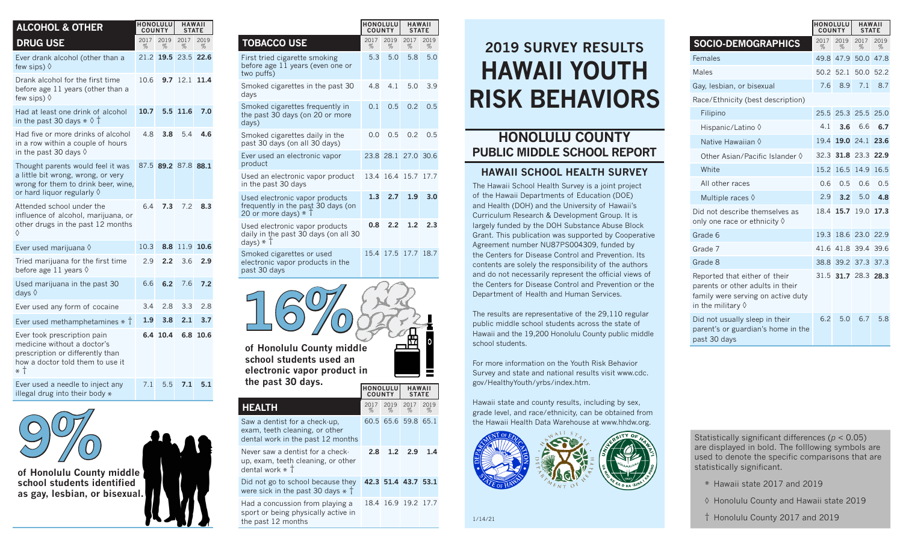# 2019 SURVEY RESULTS HAWAII YOUTH RISK BEHAVIORS

## HONOLULU COUNTY PUBLIC MIDDLE SCHOOL REPORT

### HAWAII SCHOOL HEALTH SURVEY

The Hawaii School Health Survey is a joint project of the Hawaii Departments of Education (DOE) and Health (DOH) and the University of Hawaii's Curriculum Research & Development Group. It is largely funded by the DOH Substance Abuse Block Grant. This publication was supported by Cooperative Agreement number NU87PS004309, funded by the Centers for Disease Control and Prevention. Its contents are solely the responsibility of the authors and do not necessarily represent the official views of the Centers for Disease Control and Prevention or the Department of Health and Human Services.

The results are representative of the 29,110 regular public middle school students across the state of Hawaii and the 19,200 Honolulu County public middle school students.

For more information on the Youth Risk Behavior Survey and state and national results visit www.cdc.gov/HealthyYouth/yrbs/index.htm.

Hawaii state and county results, including by sex, grade level, and race/ethnicity, can be obtained from the Hawaii Health Data Warehouse at www.hhdw.org.

1/14/21

| ALCOHOL & OTHER DRUG USE | Honolulu County 2017 % | Honolulu County 2019 % | Hawaii State 2017 % | Hawaii State 2019 % |
|---|---|---|---|---|
| Ever drank alcohol (other than a few sips) ◊ | 21.2 | **19.5** | 23.5 | **22.6** |
| Drank alcohol for the first time before age 11 years (other than a few sips) ◊ | 10.6 | **9.7** | 12.1 | **11.4** |
| Had at least one drink of alcohol in the past 30 days * ◊ † | **10.7** | **5.5** | **11.6** | **7.0** |
| Had five or more drinks of alcohol in a row within a couple of hours in the past 30 days ◊ | 4.8 | **3.8** | 5.4 | **4.6** |
| Thought parents would feel it was a little bit wrong, wrong, or very wrong for them to drink beer, wine, or hard liquor regularly ◊ | 87.5 | **89.2** | 87.8 | **88.1** |
| Attended school under the influence of alcohol, marijuana, or other drugs in the past 12 months ◊ | 6.4 | **7.3** | 7.2 | **8.3** |
| Ever used marijuana ◊ | 10.3 | **8.8** | 11.9 | **10.6** |
| Tried marijuana for the first time before age 11 years ◊ | 2.9 | **2.2** | 3.6 | **2.9** |
| Used marijuana in the past 30 days ◊ | 6.6 | **6.2** | 7.6 | **7.2** |
| Ever used any form of cocaine | 3.4 | 2.8 | 3.3 | 2.8 |
| Ever used methamphetamines * † | **1.9** | **3.8** | **2.1** | **3.7** |
| Ever took prescription pain medicine without a doctor's prescription or differently than how a doctor told them to use it * † | **6.4** | **10.4** | **6.8** | **10.6** |
| Ever used a needle to inject any illegal drug into their body * | 7.1 | 5.5 | **7.1** | **5.1** |

**9%** of Honolulu County middle school students identified as gay, lesbian, or bisexual.

| TOBACCO USE | Honolulu County 2017 % | Honolulu County 2019 % | Hawaii State 2017 % | Hawaii State 2019 % |
|---|---|---|---|---|
| First tried cigarette smoking before age 11 years (even one or two puffs) | 5.3 | 5.0 | 5.8 | 5.0 |
| Smoked cigarettes in the past 30 days | 4.8 | 4.1 | 5.0 | 3.9 |
| Smoked cigarettes frequently in the past 30 days (on 20 or more days) | 0.1 | 0.5 | 0.2 | 0.5 |
| Smoked cigarettes daily in the past 30 days (on all 30 days) | 0.0 | 0.5 | 0.2 | 0.5 |
| Ever used an electronic vapor product | 23.8 | 28.1 | 27.0 | 30.6 |
| Used an electronic vapor product in the past 30 days | 13.4 | 16.4 | 15.7 | 17.7 |
| Used electronic vapor products frequently in the past 30 days (on 20 or more days) * † | **1.3** | **2.7** | **1.9** | **3.0** |
| Used electronic vapor products daily in the past 30 days (on all 30 days) * † | **0.8** | **2.2** | **1.2** | **2.3** |
| Smoked cigarettes or used electronic vapor products in the past 30 days | 15.4 | 17.5 | 17.7 | 18.7 |

**16%** of Honolulu County middle school students used an electronic vapor product in the past 30 days.

| HEALTH | Honolulu County 2017 % | Honolulu County 2019 % | Hawaii State 2017 % | Hawaii State 2019 % |
|---|---|---|---|---|
| Saw a dentist for a check-up, exam, teeth cleaning, or other dental work in the past 12 months | 60.5 | 65.6 | 59.8 | 65.1 |
| Never saw a dentist for a check-up, exam, teeth cleaning, or other dental work * † | **2.8** | **1.2** | **2.9** | **1.4** |
| Did not go to school because they were sick in the past 30 days * † | **42.3** | **51.4** | **43.7** | **53.1** |
| Had a concussion from playing a sport or being physically active in the past 12 months | 18.4 | 16.9 | 19.2 | 17.7 |

| SOCIO-DEMOGRAPHICS | Honolulu County 2017 % | Honolulu County 2019 % | Hawaii State 2017 % | Hawaii State 2019 % |
|---|---|---|---|---|
| Females | 49.8 | 47.9 | 50.0 | 47.8 |
| Males | 50.2 | 52.1 | 50.0 | 52.2 |
| Gay, lesbian, or bisexual | 7.6 | 8.9 | 7.1 | 8.7 |
| Race/Ethnicity (best description) | | | | |
| Filipino | 25.5 | 25.3 | 25.5 | 25.0 |
| Hispanic/Latino ◊ | 4.1 | **3.6** | 6.6 | **6.7** |
| Native Hawaiian ◊ | 19.4 | **19.0** | 24.1 | **23.6** |
| Other Asian/Pacific Islander ◊ | 32.3 | **31.8** | 23.3 | **22.9** |
| White | 15.2 | 16.5 | 14.9 | 16.5 |
| All other races | 0.6 | 0.5 | 0.6 | 0.5 |
| Multiple races ◊ | 2.9 | **3.2** | 5.0 | **4.8** |
| Did not describe themselves as only one race or ethnicity ◊ | 18.4 | **15.7** | 19.0 | **17.3** |
| Grade 6 | 19.3 | 18.6 | 23.0 | 22.9 |
| Grade 7 | 41.6 | 41.8 | 39.4 | 39.6 |
| Grade 8 | 38.8 | 39.2 | 37.3 | 37.3 |
| Reported that either of their parents or other adults in their family were serving on active duty in the military ◊ | 31.5 | **31.7** | 28.3 | **28.3** |
| Did not usually sleep in their parent's or guardian's home in the past 30 days | 6.2 | 5.0 | 6.7 | 5.8 |

Statistically significant differences ($p < 0.05$) are displayed in bold. The folllowing symbols are used to denote the specific comparisons that are statistically significant.

- * Hawaii state 2017 and 2019
- ◊ Honolulu County and Hawaii state 2019
- † Honolulu County 2017 and 2019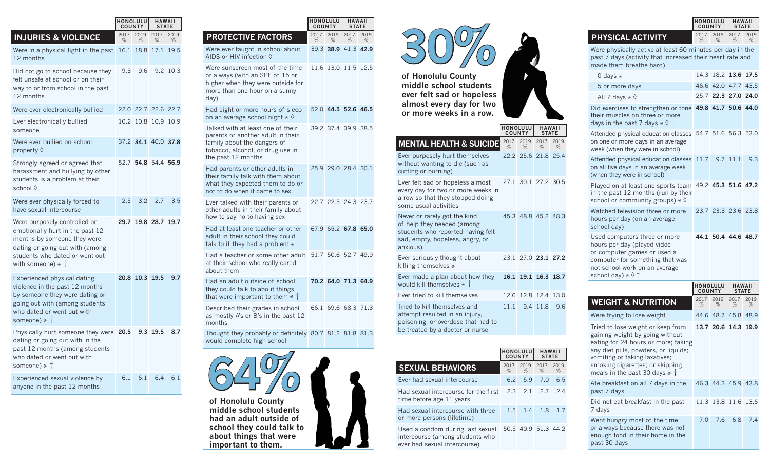## INJURIES & VIOLENCE

| | Honolulu County 2017 % | Honolulu County 2019 % | Hawaii State 2017 % | Hawaii State 2019 % |
|---|---|---|---|---|
| Were in a physical fight in the past 12 months | 16.1 | 18.8 | 17.1 | 19.5 |
| Did not go to school because they felt unsafe at school or on their way to or from school in the past 12 months | 9.3 | 9.6 | 9.2 | 10.3 |
| Were ever electronically bullied | 22.0 | 22.7 | 22.6 | 22.7 |
| Ever electronically bullied someone | 10.2 | 10.8 | 10.9 | 10.9 |
| Were ever bullied on school property ◊ | 37.2 | **34.1** | 40.0 | **37.8** |
| Strongly agreed or agreed that harassment and bullying by other students is a problem at their school ◊ | 52.7 | **54.8** | 54.4 | **56.9** |
| Were ever physically forced to have sexual intercourse | 2.5 | 3.2 | 2.7 | 3.5 |
| Were purposely controlled or emotionally hurt in the past 12 months by someone they were dating or going out with (among students who dated or went out with someone) * † | **29.7** | **19.8** | **28.7** | **19.7** |
| Experienced physical dating violence in the past 12 months by someone they were dating or going out with (among students who dated or went out with someone) * † | **20.8** | **10.3** | **19.5** | **9.7** |
| Physically hurt someone they were dating or going out with in the past 12 months (among students who dated or went out with someone) * † | **20.5** | **9.3** | **19.5** | **8.7** |
| Experienced sexual violence by anyone in the past 12 months | 6.1 | 6.1 | 6.4 | 6.1 |

## PROTECTIVE FACTORS

| | Honolulu County 2017 % | Honolulu County 2019 % | Hawaii State 2017 % | Hawaii State 2019 % |
|---|---|---|---|---|
| Were ever taught in school about AIDS or HIV infection ◊ | 39.3 | **38.9** | 41.3 | **42.9** |
| Wore sunscreen most of the time or always (with an SPF of 15 or higher when they were outside for more than one hour on a sunny day) | 11.6 | 13.0 | 11.5 | 12.5 |
| Had eight or more hours of sleep on an average school night * ◊ | 52.0 | **44.5** | 52.6 | **46.5** |
| Talked with at least one of their parents or another adult in their family about the dangers of tobacco, alcohol, or drug use in the past 12 months | 39.2 | 37.4 | 39.9 | 38.5 |
| Had parents or other adults in their family talk with them about what they expected them to do or not to do when it came to sex | 25.9 | 29.0 | 28.4 | 30.1 |
| Ever talked with their parents or other adults in their family about how to say no to having sex | 22.7 | 22.5 | 24.3 | 23.7 |
| Had at least one teacher or other adult in their school they could talk to if they had a problem * | 67.9 | 65.2 | **67.8** | **65.0** |
| Had a teacher or some other adult at their school who really cared about them | 51.7 | 50.6 | 52.7 | 49.9 |
| Had an adult outside of school they could talk to about things that were important to them * † | **70.2** | **64.0** | **71.3** | **64.9** |
| Described their grades in school as mostly A's or B's in the past 12 months | 66.1 | 69.6 | 68.3 | 71.3 |
| Thought they probably or definitely would complete high school | 80.7 | 81.2 | 81.8 | 81.3 |

**64%**

**of Honolulu County middle school students had an adult outside of school they could talk to about things that were important to them.**

**30%**

**of Honolulu County middle school students ever felt sad or hopeless almost every day for two or more weeks in a row.**

## MENTAL HEALTH & SUICIDE

| | Honolulu County 2017 % | Honolulu County 2019 % | Hawaii State 2017 % | Hawaii State 2019 % |
|---|---|---|---|---|
| Ever purposely hurt themselves without wanting to die (such as cutting or burning) | 22.2 | 25.6 | 21.8 | 25.4 |
| Ever felt sad or hopeless almost every day for two or more weeks in a row so that they stopped doing some usual activities | 27.1 | 30.1 | 27.2 | 30.5 |
| Never or rarely got the kind of help they needed (among students who reported having felt sad, empty, hopeless, angry, or anxious) | 45.3 | 48.8 | 45.2 | 48.3 |
| Ever seriously thought about killing themselves * | 23.1 | 27.0 | **23.1** | **27.2** |
| Ever made a plan about how they would kill themselves * † | **16.1** | **19.1** | **16.3** | **18.7** |
| Ever tried to kill themselves | 12.6 | 12.8 | 12.4 | 13.0 |
| Tried to kill themselves and attempt resulted in an injury, poisoning, or overdose that had to be treated by a doctor or nurse | 11.1 | 9.4 | 11.8 | 9.6 |

## SEXUAL BEHAVIORS

| | Honolulu County 2017 % | Honolulu County 2019 % | Hawaii State 2017 % | Hawaii State 2019 % |
|---|---|---|---|---|
| Ever had sexual intercourse | 6.2 | 5.9 | 7.0 | 6.5 |
| Had sexual intercourse for the first time before age 11 years | 2.3 | 2.1 | 2.7 | 2.4 |
| Had sexual intercourse with three or more persons (lifetime) | 1.5 | 1.4 | 1.8 | 1.7 |
| Used a condom during last sexual intercourse (among students who ever had sexual intercourse) | 50.5 | 40.9 | 51.3 | 44.2 |

## PHYSICAL ACTIVITY

| | Honolulu County 2017 % | Honolulu County 2019 % | Hawaii State 2017 % | Hawaii State 2019 % |
|---|---|---|---|---|
| Were physically active at least 60 minutes per day in the past 7 days (activity that increased their heart rate and made them breathe hard) | | | | |
| 0 days * | 14.3 | 18.2 | **13.6** | **17.5** |
| 5 or more days | 46.6 | 42.0 | 47.7 | 43.5 |
| All 7 days * ◊ | 25.7 | **22.3** | **27.0** | **24.0** |
| Did exercises to strengthen or tone their muscles on three or more days in the past 7 days * ◊ † | **49.8** | **41.7** | **50.6** | **44.0** |
| Attended physical education classes on one or more days in an average week (when they were in school) | 54.7 | 51.6 | 56.3 | 53.0 |
| Attended physical education classes on all five days in an average week (when they were in school) | 11.7 | 9.7 | 11.1 | 9.3 |
| Played on at least one sports team in the past 12 months (run by their school or community groups) * ◊ | 49.2 | **45.3** | **51.6** | **47.2** |
| Watched television three or more hours per day (on an average school day) | 23.7 | 23.3 | 23.6 | 23.8 |
| Used computers three or more hours per day (played video or computer games or used a computer for something that was not school work on an average school day) * ◊ † | **44.1** | **50.4** | **44.6** | **48.7** |

## WEIGHT & NUTRITION

| | Honolulu County 2017 % | Honolulu County 2019 % | Hawaii State 2017 % | Hawaii State 2019 % |
|---|---|---|---|---|
| Were trying to lose weight | 44.6 | 48.7 | 45.8 | 48.9 |
| Tried to lose weight or keep from gaining weight by going without eating for 24 hours or more; taking any diet pills, powders, or liquids; vomiting or taking laxatives; smoking cigarettes; or skipping meals in the past 30 days * † | **13.7** | **20.6** | **14.3** | **19.9** |
| Ate breakfast on all 7 days in the past 7 days | 46.3 | 44.3 | 45.9 | 43.8 |
| Did not eat breakfast in the past 7 days | 11.3 | 13.8 | 11.6 | 13.6 |
| Went hungry most of the time or always because there was not enough food in their home in the past 30 days | 7.0 | 7.6 | 6.8 | 7.4 |